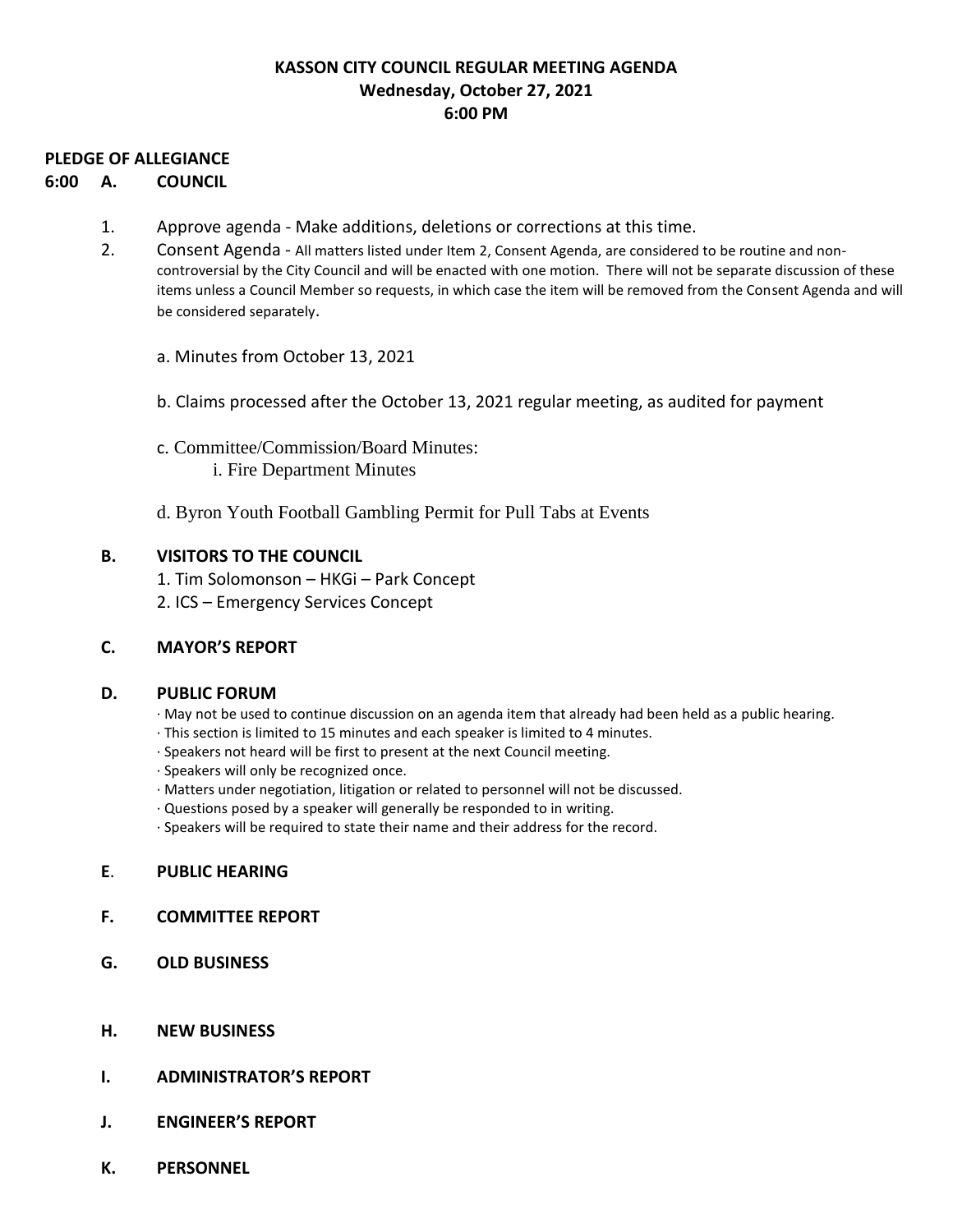# KASSON CITY COUNCIL REGULAR MEETING AGENDA
## Wednesday, October 27, 2021
## 6:00 PM

**PLEDGE OF ALLEGIANCE**

**6:00 A. COUNCIL**

1. Approve agenda - Make additions, deletions or corrections at this time.
2. Consent Agenda - All matters listed under Item 2, Consent Agenda, are considered to be routine and non-controversial by the City Council and will be enacted with one motion. There will not be separate discussion of these items unless a Council Member so requests, in which case the item will be removed from the Consent Agenda and will be considered separately.

   a. Minutes from October 13, 2021

   b. Claims processed after the October 13, 2021 regular meeting, as audited for payment

   c. Committee/Commission/Board Minutes:
      i. Fire Department Minutes

   d. Byron Youth Football Gambling Permit for Pull Tabs at Events

**B. VISITORS TO THE COUNCIL**

1. Tim Solomonson – HKGi – Park Concept
2. ICS – Emergency Services Concept

**C. MAYOR'S REPORT**

**D. PUBLIC FORUM**

· May not be used to continue discussion on an agenda item that already had been held as a public hearing.
· This section is limited to 15 minutes and each speaker is limited to 4 minutes.
· Speakers not heard will be first to present at the next Council meeting.
· Speakers will only be recognized once.
· Matters under negotiation, litigation or related to personnel will not be discussed.
· Questions posed by a speaker will generally be responded to in writing.
· Speakers will be required to state their name and their address for the record.

**E. PUBLIC HEARING**

**F. COMMITTEE REPORT**

**G. OLD BUSINESS**

**H. NEW BUSINESS**

**I. ADMINISTRATOR'S REPORT**

**J. ENGINEER'S REPORT**

**K. PERSONNEL**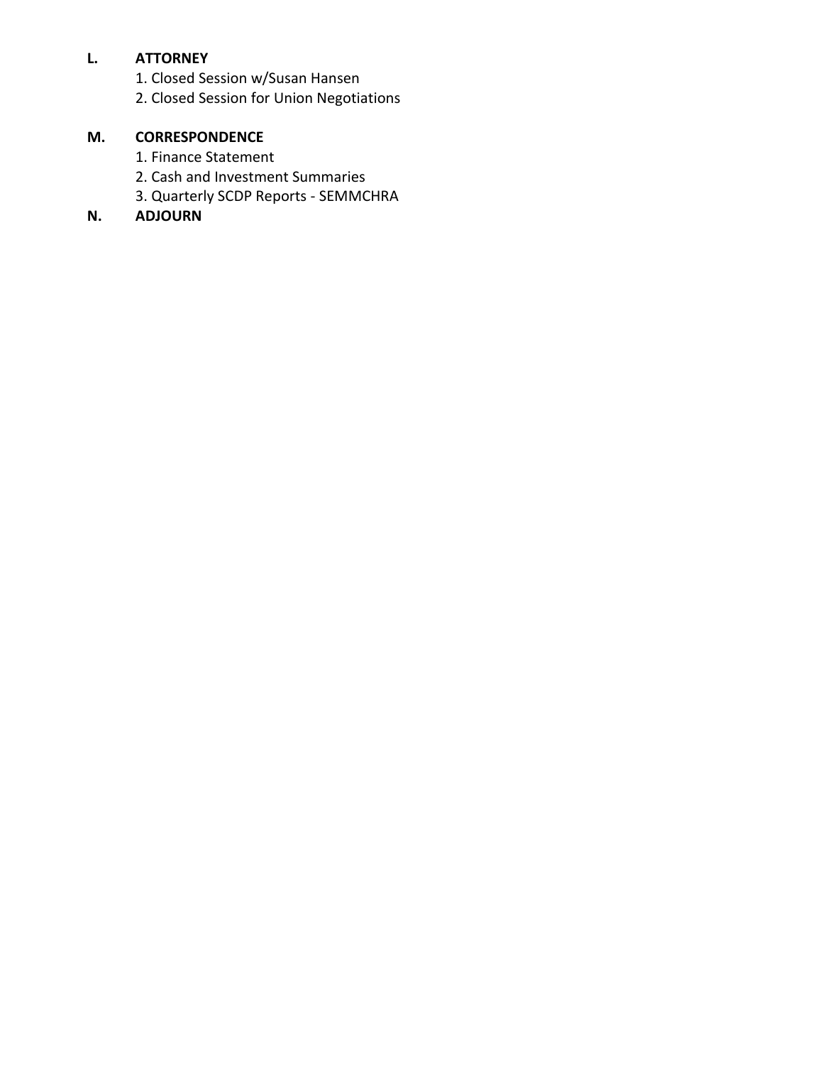**L. ATTORNEY**

1. Closed Session w/Susan Hansen
2. Closed Session for Union Negotiations

**M. CORRESPONDENCE**

1. Finance Statement
2. Cash and Investment Summaries
3. Quarterly SCDP Reports - SEMMCHRA

**N. ADJOURN**